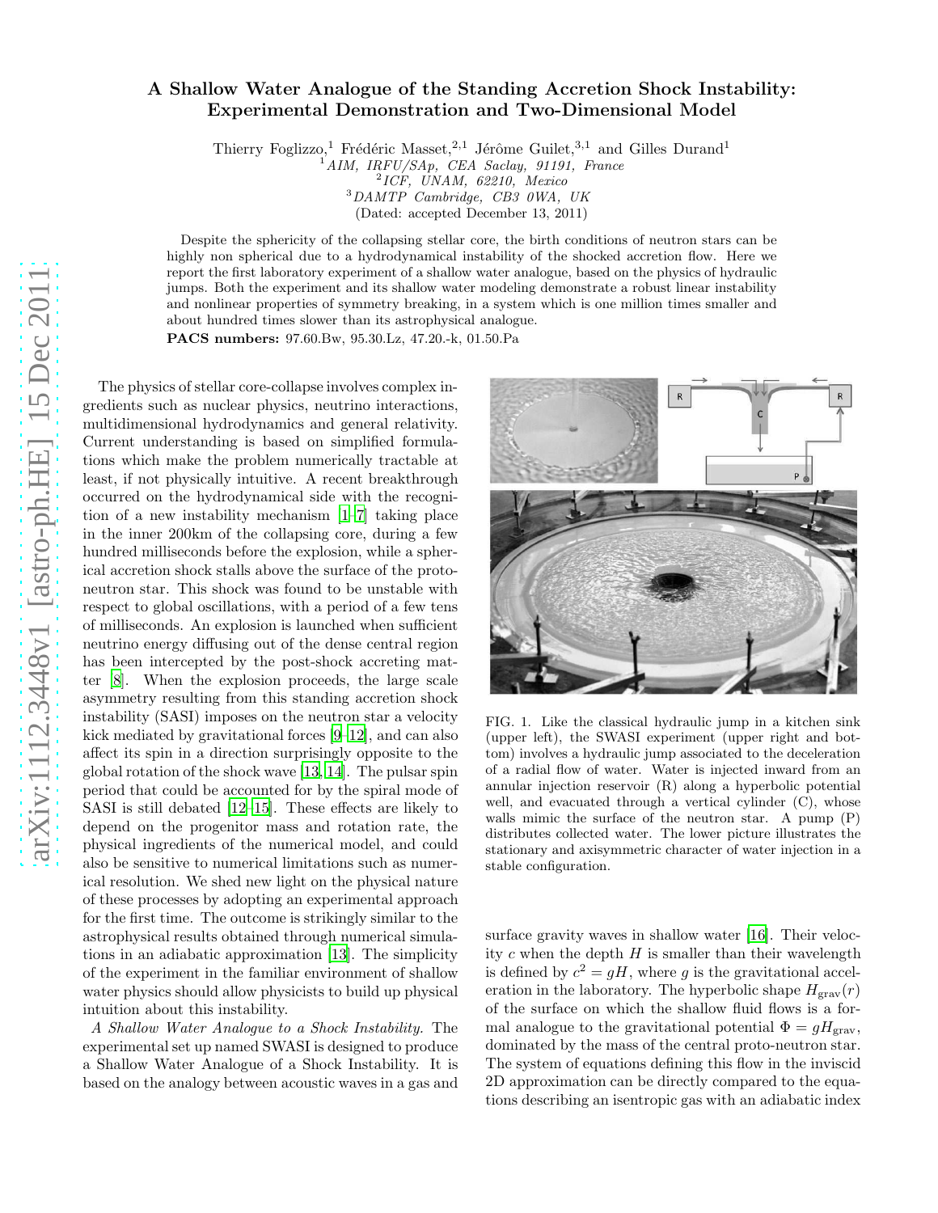# A Shallow Water Analogue of the Standing Accretion Shock Instability: Experimental Demonstration and Two-Dimensional Model

Thierry Foglizzo,[1] Frédéric Masset,[2,1] Jérôme Guilet,[3,1] and Gilles Durand[1]

[1] *AIM, IRFU/SAp, CEA Saclay, 91191, France*
[2] *ICF, UNAM, 62210, Mexico*
[3] *DAMTP Cambridge, CB3 0WA, UK*

(Dated: accepted December 13, 2011)

Despite the sphericity of the collapsing stellar core, the birth conditions of neutron stars can be highly non spherical due to a hydrodynamical instability of the shocked accretion flow. Here we report the first laboratory experiment of a shallow water analogue, based on the physics of hydraulic jumps. Both the experiment and its shallow water modeling demonstrate a robust linear instability and nonlinear properties of symmetry breaking, in a system which is one million times smaller and about hundred times slower than its astrophysical analogue.

**PACS numbers:** 97.60.Bw, 95.30.Lz, 47.20.-k, 01.50.Pa

The physics of stellar core-collapse involves complex ingredients such as nuclear physics, neutrino interactions, multidimensional hydrodynamics and general relativity. Current understanding is based on simplified formulations which make the problem numerically tractable at least, if not physically intuitive. A recent breakthrough occurred on the hydrodynamical side with the recognition of a new instability mechanism [1–7] taking place in the inner 200km of the collapsing core, during a few hundred milliseconds before the explosion, while a spherical accretion shock stalls above the surface of the proto-neutron star. This shock was found to be unstable with respect to global oscillations, with a period of a few tens of milliseconds. An explosion is launched when sufficient neutrino energy diffusing out of the dense central region has been intercepted by the post-shock accreting matter [8]. When the explosion proceeds, the large scale asymmetry resulting from this standing accretion shock instability (SASI) imposes on the neutron star a velocity kick mediated by gravitational forces [9–12], and can also affect its spin in a direction surprisingly opposite to the global rotation of the shock wave [13, 14]. The pulsar spin period that could be accounted for by the spiral mode of SASI is still debated [12–15]. These effects are likely to depend on the progenitor mass and rotation rate, the physical ingredients of the numerical model, and could also be sensitive to numerical limitations such as numerical resolution. We shed new light on the physical nature of these processes by adopting an experimental approach for the first time. The outcome is strikingly similar to the astrophysical results obtained through numerical simulations in an adiabatic approximation [13]. The simplicity of the experiment in the familiar environment of shallow water physics should allow physicists to build up physical intuition about this instability.

*A Shallow Water Analogue to a Shock Instability.* The experimental set up named SWASI is designed to produce a Shallow Water Analogue of a Shock Instability. It is based on the analogy between acoustic waves in a gas and surface gravity waves in shallow water [16]. Their velocity $c$ when the depth $H$ is smaller than their wavelength is defined by $c^2 = gH$, where $g$ is the gravitational acceleration in the laboratory. The hyperbolic shape $H_{\rm grav}(r)$ of the surface on which the shallow fluid flows is a formal analogue to the gravitational potential $\Phi = gH_{\rm grav}$, dominated by the mass of the central proto-neutron star. The system of equations defining this flow in the inviscid 2D approximation can be directly compared to the equations describing an isentropic gas with an adiabatic index

FIG. 1. Like the classical hydraulic jump in a kitchen sink (upper left), the SWASI experiment (upper right and bottom) involves a hydraulic jump associated to the deceleration of a radial flow of water. Water is injected inward from an annular injection reservoir (R) along a hyperbolic potential well, and evacuated through a vertical cylinder (C), whose walls mimic the surface of the neutron star. A pump (P) distributes collected water. The lower picture illustrates the stationary and axisymmetric character of water injection in a stable configuration.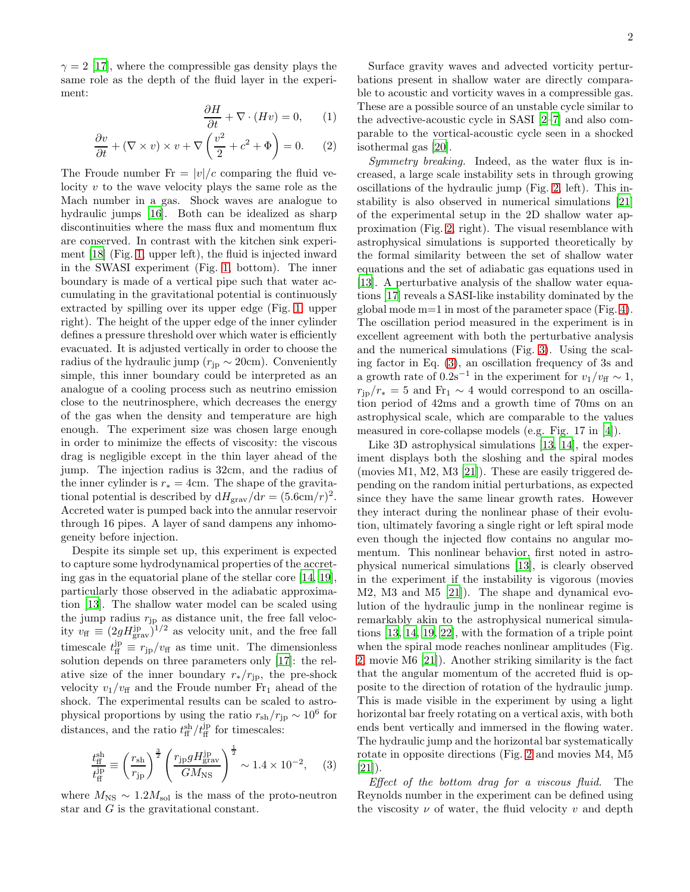$\gamma = 2$ [17], where the compressible gas density plays the same role as the depth of the fluid layer in the experiment:

$$\frac{\partial H}{\partial t} + \nabla \cdot (Hv) = 0, \quad (1)$$

$$\frac{\partial v}{\partial t} + (\nabla \times v) \times v + \nabla \left( \frac{v^2}{2} + c^2 + \Phi \right) = 0. \quad (2)$$

The Froude number $\mathrm{Fr} = |v|/c$ comparing the fluid velocity $v$ to the wave velocity plays the same role as the Mach number in a gas. Shock waves are analogue to hydraulic jumps [16]. Both can be idealized as sharp discontinuities where the mass flux and momentum flux are conserved. In contrast with the kitchen sink experiment [18] (Fig. 1, upper left), the fluid is injected inward in the SWASI experiment (Fig. 1, bottom). The inner boundary is made of a vertical pipe such that water accumulating in the gravitational potential is continuously extracted by spilling over its upper edge (Fig. 1, upper right). The height of the upper edge of the inner cylinder defines a pressure threshold over which water is efficiently evacuated. It is adjusted vertically in order to choose the radius of the hydraulic jump ($r_{\rm jp} \sim 20$cm). Conveniently simple, this inner boundary could be interpreted as an analogue of a cooling process such as neutrino emission close to the neutrinosphere, which decreases the energy of the gas when the density and temperature are high enough. The experiment size was chosen large enough in order to minimize the effects of viscosity: the viscous drag is negligible except in the thin layer ahead of the jump. The injection radius is 32cm, and the radius of the inner cylinder is $r_* = 4$cm. The shape of the gravitational potential is described by $\mathrm{d}H_{\rm grav}/\mathrm{d}r = (5.6\mathrm{cm}/r)^2$. Accreted water is pumped back into the annular reservoir through 16 pipes. A layer of sand dampens any inhomogeneity before injection.

Despite its simple set up, this experiment is expected to capture some hydrodynamical properties of the accreting gas in the equatorial plane of the stellar core [14, 19], particularly those observed in the adiabatic approximation [13]. The shallow water model can be scaled using the jump radius $r_{\rm jp}$ as distance unit, the free fall velocity $v_{\rm ff} \equiv (2gH_{\rm grav}^{\rm jp})^{1/2}$ as velocity unit, and the free fall timescale $t_{\rm ff}^{\rm jp} \equiv r_{\rm jp}/v_{\rm ff}$ as time unit. The dimensionless solution depends on three parameters only [17]: the relative size of the inner boundary $r_*/r_{\rm jp}$, the pre-shock velocity $v_1/v_{\rm ff}$ and the Froude number $\mathrm{Fr}_1$ ahead of the shock. The experimental results can be scaled to astrophysical proportions by using the ratio $r_{\rm sh}/r_{\rm jp} \sim 10^6$ for distances, and the ratio $t_{\rm ff}^{\rm sh}/t_{\rm ff}^{\rm jp}$ for timescales:

$$\frac{t_{\rm ff}^{\rm sh}}{t_{\rm ff}^{\rm jp}} \equiv \left( \frac{r_{\rm sh}}{r_{\rm jp}} \right)^{\frac{3}{2}} \left( \frac{r_{\rm jp} g H_{\rm grav}^{\rm jp}}{G M_{\rm NS}} \right)^{\frac{1}{2}} \sim 1.4 \times 10^{-2}, \quad (3)$$

where $M_{\rm NS} \sim 1.2 M_{\rm sol}$ is the mass of the proto-neutron star and $G$ is the gravitational constant.

Surface gravity waves and advected vorticity perturbations present in shallow water are directly comparable to acoustic and vorticity waves in a compressible gas. These are a possible source of an unstable cycle similar to the advective-acoustic cycle in SASI [2–7] and also comparable to the vortical-acoustic cycle seen in a shocked isothermal gas [20].

*Symmetry breaking.* Indeed, as the water flux is increased, a large scale instability sets in through growing oscillations of the hydraulic jump (Fig. 2, left). This instability is also observed in numerical simulations [21] of the experimental setup in the 2D shallow water approximation (Fig. 2, right). The visual resemblance with astrophysical simulations is supported theoretically by the formal similarity between the set of shallow water equations and the set of adiabatic gas equations used in [13]. A perturbative analysis of the shallow water equations [17] reveals a SASI-like instability dominated by the global mode m=1 in most of the parameter space (Fig. 4). The oscillation period measured in the experiment is in excellent agreement with both the perturbative analysis and the numerical simulations (Fig. 3). Using the scaling factor in Eq. (3), an oscillation frequency of 3s and a growth rate of $0.2\mathrm{s}^{-1}$ in the experiment for $v_1/v_{\rm ff} \sim 1$, $r_{\rm jp}/r_* = 5$ and $\mathrm{Fr}_1 \sim 4$ would correspond to an oscillation period of 42ms and a growth time of 70ms on an astrophysical scale, which are comparable to the values measured in core-collapse models (e.g. Fig. 17 in [4]).

Like 3D astrophysical simulations [13, 14], the experiment displays both the sloshing and the spiral modes (movies M1, M2, M3 [21]). These are easily triggered depending on the random initial perturbations, as expected since they have the same linear growth rates. However they interact during the nonlinear phase of their evolution, ultimately favoring a single right or left spiral mode even though the injected flow contains no angular momentum. This nonlinear behavior, first noted in astrophysical numerical simulations [13], is clearly observed in the experiment if the instability is vigorous (movies M2, M3 and M5 [21]). The shape and dynamical evolution of the hydraulic jump in the nonlinear regime is remarkably akin to the astrophysical numerical simulations [13, 14, 19, 22], with the formation of a triple point when the spiral mode reaches nonlinear amplitudes (Fig. 2, movie M6 [21]). Another striking similarity is the fact that the angular momentum of the accreted fluid is opposite to the direction of rotation of the hydraulic jump. This is made visible in the experiment by using a light horizontal bar freely rotating on a vertical axis, with both ends bent vertically and immersed in the flowing water. The hydraulic jump and the horizontal bar systematically rotate in opposite directions (Fig. 2 and movies M4, M5 [21]).

*Effect of the bottom drag for a viscous fluid.* The Reynolds number in the experiment can be defined using the viscosity $\nu$ of water, the fluid velocity $v$ and depth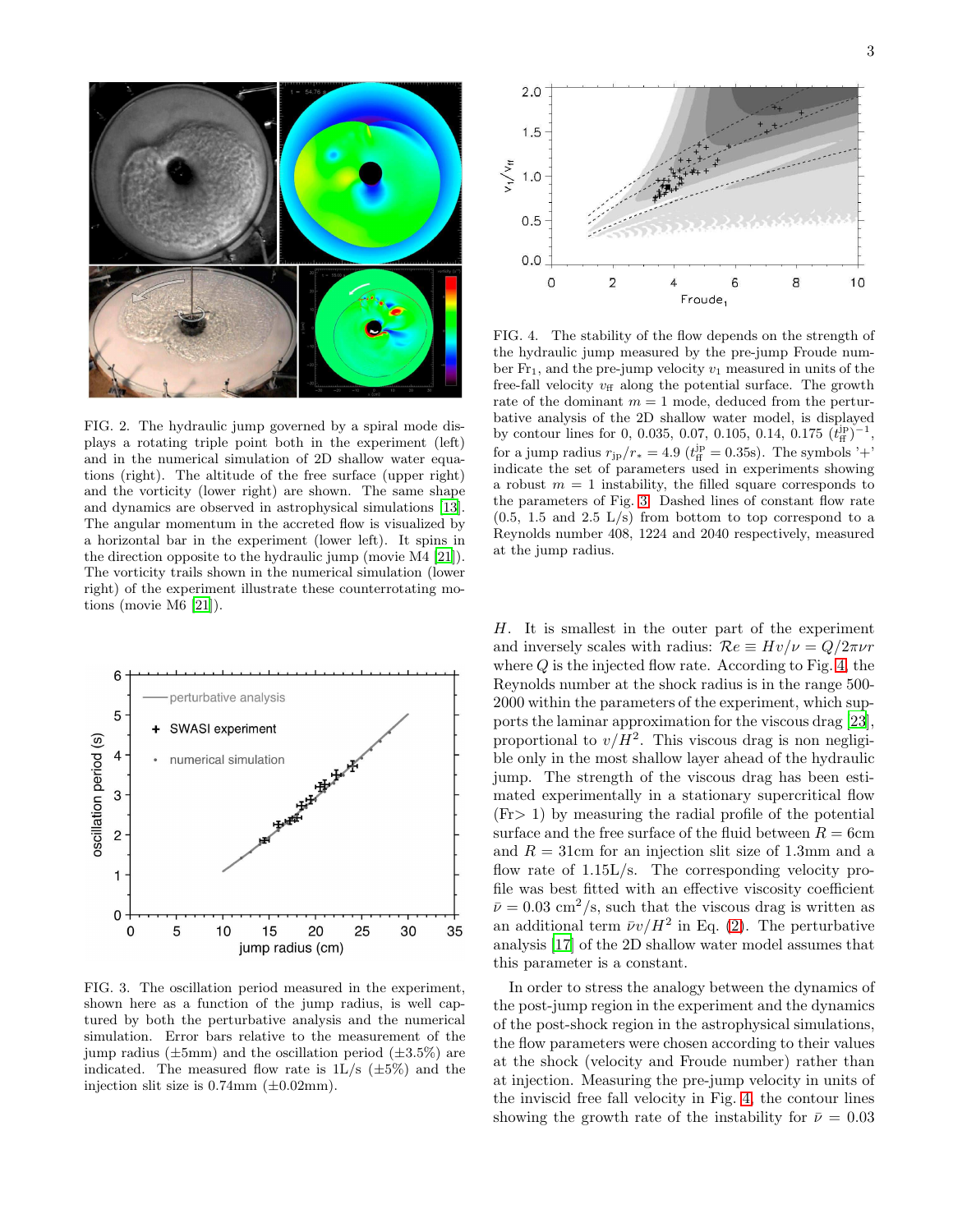FIG. 2. The hydraulic jump governed by a spiral mode displays a rotating triple point both in the experiment (left) and in the numerical simulation of 2D shallow water equations (right). The altitude of the free surface (upper right) and the vorticity (lower right) are shown. The same shape and dynamics are observed in astrophysical simulations [13]. The angular momentum in the accreted flow is visualized by a horizontal bar in the experiment (lower left). It spins in the direction opposite to the hydraulic jump (movie M4 [21]). The vorticity trails shown in the numerical simulation (lower right) of the experiment illustrate these counterrotating motions (movie M6 [21]).

FIG. 3. The oscillation period measured in the experiment, shown here as a function of the jump radius, is well captured by both the perturbative analysis and the numerical simulation. Error bars relative to the measurement of the jump radius (±5mm) and the oscillation period (±3.5%) are indicated. The measured flow rate is 1L/s (±5%) and the injection slit size is 0.74mm (±0.02mm).

FIG. 4. The stability of the flow depends on the strength of the hydraulic jump measured by the pre-jump Froude number $\mathrm{Fr}_1$, and the pre-jump velocity $v_1$ measured in units of the free-fall velocity $v_{\rm ff}$ along the potential surface. The growth rate of the dominant $m = 1$ mode, deduced from the perturbative analysis of the 2D shallow water model, is displayed by contour lines for 0, 0.035, 0.07, 0.105, 0.14, 0.175 $(t_{\rm ff}^{\rm jp})^{-1}$, for a jump radius $r_{\rm jp}/r_* = 4.9$ ($t_{\rm ff}^{\rm jp} = 0.35$s). The symbols '+' indicate the set of parameters used in experiments showing a robust $m = 1$ instability, the filled square corresponds to the parameters of Fig. 3. Dashed lines of constant flow rate (0.5, 1.5 and 2.5 L/s) from bottom to top correspond to a Reynolds number 408, 1224 and 2040 respectively, measured at the jump radius.

$H$. It is smallest in the outer part of the experiment and inversely scales with radius: $\mathcal{R}e \equiv Hv/\nu = Q/2\pi\nu r$ where $Q$ is the injected flow rate. According to Fig. 4, the Reynolds number at the shock radius is in the range 500-2000 within the parameters of the experiment, which supports the laminar approximation for the viscous drag [23], proportional to $v/H^2$. This viscous drag is non negligible only in the most shallow layer ahead of the hydraulic jump. The strength of the viscous drag has been estimated experimentally in a stationary supercritical flow (Fr$>$ 1) by measuring the radial profile of the potential surface and the free surface of the fluid between $R = 6$cm and $R = 31$cm for an injection slit size of 1.3mm and a flow rate of 1.15L/s. The corresponding velocity profile was best fitted with an effective viscosity coefficient $\bar{\nu} = 0.03$ cm$^2$/s, such that the viscous drag is written as an additional term $\bar{\nu}v/H^2$ in Eq. (2). The perturbative analysis [17] of the 2D shallow water model assumes that this parameter is a constant.

In order to stress the analogy between the dynamics of the post-jump region in the experiment and the dynamics of the post-shock region in the astrophysical simulations, the flow parameters were chosen according to their values at the shock (velocity and Froude number) rather than at injection. Measuring the pre-jump velocity in units of the inviscid free fall velocity in Fig. 4, the contour lines showing the growth rate of the instability for $\bar{\nu} = 0.03$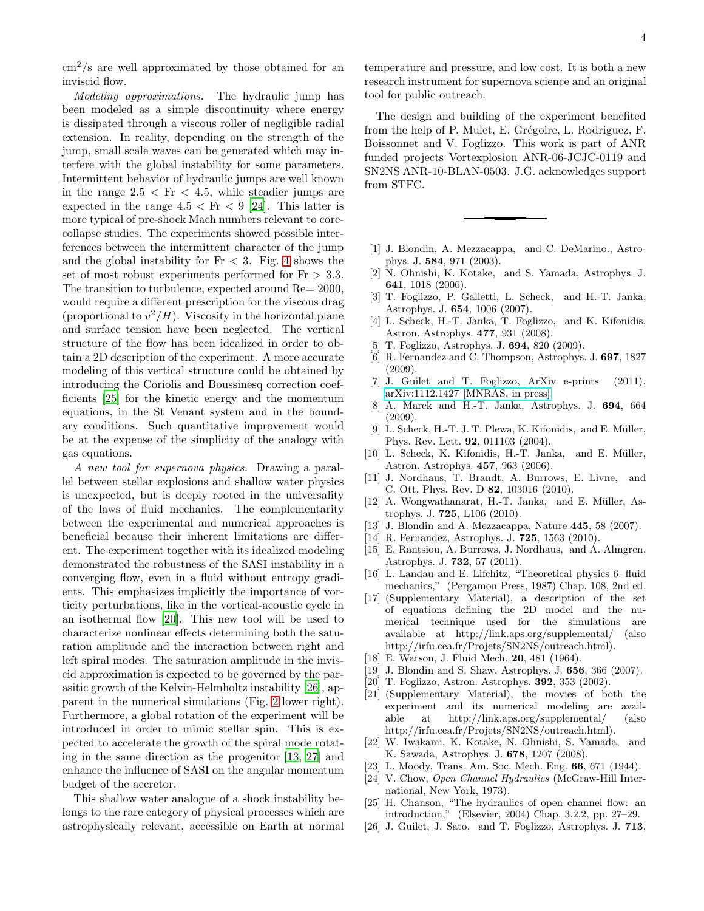cm$^2$/s are well approximated by those obtained for an inviscid flow.

*Modeling approximations.* The hydraulic jump has been modeled as a simple discontinuity where energy is dissipated through a viscous roller of negligible radial extension. In reality, depending on the strength of the jump, small scale waves can be generated which may interfere with the global instability for some parameters. Intermittent behavior of hydraulic jumps are well known in the range $2.5 < \mathrm{Fr} < 4.5$, while steadier jumps are expected in the range $4.5 < \mathrm{Fr} < 9$ [24]. This latter is more typical of pre-shock Mach numbers relevant to core-collapse studies. The experiments showed possible interferences between the intermittent character of the jump and the global instability for $\mathrm{Fr} < 3$. Fig. 4 shows the set of most robust experiments performed for $\mathrm{Fr} > 3.3$. The transition to turbulence, expected around Re= 2000, would require a different prescription for the viscous drag (proportional to $v^2/H$). Viscosity in the horizontal plane and surface tension have been neglected. The vertical structure of the flow has been idealized in order to obtain a 2D description of the experiment. A more accurate modeling of this vertical structure could be obtained by introducing the Coriolis and Boussinesq correction coefficients [25] for the kinetic energy and the momentum equations, in the St Venant system and in the boundary conditions. Such quantitative improvement would be at the expense of the simplicity of the analogy with gas equations.

*A new tool for supernova physics.* Drawing a parallel between stellar explosions and shallow water physics is unexpected, but is deeply rooted in the universality of the laws of fluid mechanics. The complementarity between the experimental and numerical approaches is beneficial because their inherent limitations are different. The experiment together with its idealized modeling demonstrated the robustness of the SASI instability in a converging flow, even in a fluid without entropy gradients. This emphasizes implicitly the importance of vorticity perturbations, like in the vortical-acoustic cycle in an isothermal flow [20]. This new tool will be used to characterize nonlinear effects determining both the saturation amplitude and the interaction between right and left spiral modes. The saturation amplitude in the inviscid approximation is expected to be governed by the parasitic growth of the Kelvin-Helmholtz instability [26], apparent in the numerical simulations (Fig. 2 lower right). Furthermore, a global rotation of the experiment will be introduced in order to mimic stellar spin. This is expected to accelerate the growth of the spiral mode rotating in the same direction as the progenitor [13, 27] and enhance the influence of SASI on the angular momentum budget of the accretor.

This shallow water analogue of a shock instability belongs to the rare category of physical processes which are astrophysically relevant, accessible on Earth at normal temperature and pressure, and low cost. It is both a new research instrument for supernova science and an original tool for public outreach.

The design and building of the experiment benefited from the help of P. Mulet, E. Grégoire, L. Rodriguez, F. Boissonnet and V. Foglizzo. This work is part of ANR funded projects Vortexplosion ANR-06-JCJC-0119 and SN2NS ANR-10-BLAN-0503. J.G. acknowledges support from STFC.

---

[1] J. Blondin, A. Mezzacappa, and C. DeMarino., Astrophys. J. **584**, 971 (2003).

[2] N. Ohnishi, K. Kotake, and S. Yamada, Astrophys. J. **641**, 1018 (2006).

[3] T. Foglizzo, P. Galletti, L. Scheck, and H.-T. Janka, Astrophys. J. **654**, 1006 (2007).

[4] L. Scheck, H.-T. Janka, T. Foglizzo, and K. Kifonidis, Astron. Astrophys. **477**, 931 (2008).

[5] T. Foglizzo, Astrophys. J. **694**, 820 (2009).

[6] R. Fernandez and C. Thompson, Astrophys. J. **697**, 1827 (2009).

[7] J. Guilet and T. Foglizzo, ArXiv e-prints (2011), arXiv:1112.1427 [MNRAS, in press].

[8] A. Marek and H.-T. Janka, Astrophys. J. **694**, 664 (2009).

[9] L. Scheck, H.-T. J. T. Plewa, K. Kifonidis, and E. Müller, Phys. Rev. Lett. **92**, 011103 (2004).

[10] L. Scheck, K. Kifonidis, H.-T. Janka, and E. Müller, Astron. Astrophys. **457**, 963 (2006).

[11] J. Nordhaus, T. Brandt, A. Burrows, E. Livne, and C. Ott, Phys. Rev. D **82**, 103016 (2010).

[12] A. Wongwathanarat, H.-T. Janka, and E. Müller, Astrophys. J. **725**, L106 (2010).

[13] J. Blondin and A. Mezzacappa, Nature **445**, 58 (2007).

[14] R. Fernandez, Astrophys. J. **725**, 1563 (2010).

[15] E. Rantsiou, A. Burrows, J. Nordhaus, and A. Almgren, Astrophys. J. **732**, 57 (2011).

[16] L. Landau and E. Lifchitz, "Theoretical physics 6. fluid mechanics," (Pergamon Press, 1987) Chap. 108, 2nd ed.

[17] (Supplementary Material), a description of the set of equations defining the 2D model and the numerical technique used for the simulations are available at http://link.aps.org/supplemental/ (also http://irfu.cea.fr/Projets/SN2NS/outreach.html).

[18] E. Watson, J. Fluid Mech. **20**, 481 (1964).

[19] J. Blondin and S. Shaw, Astrophys. J. **656**, 366 (2007).

[20] T. Foglizzo, Astron. Astrophys. **392**, 353 (2002).

[21] (Supplementary Material), the movies of both the experiment and its numerical modeling are available at http://link.aps.org/supplemental/ (also http://irfu.cea.fr/Projets/SN2NS/outreach.html).

[22] W. Iwakami, K. Kotake, N. Ohnishi, S. Yamada, and K. Sawada, Astrophys. J. **678**, 1207 (2008).

[23] L. Moody, Trans. Am. Soc. Mech. Eng. **66**, 671 (1944).

[24] V. Chow, *Open Channel Hydraulics* (McGraw-Hill International, New York, 1973).

[25] H. Chanson, "The hydraulics of open channel flow: an introduction," (Elsevier, 2004) Chap. 3.2.2, pp. 27–29.

[26] J. Guilet, J. Sato, and T. Foglizzo, Astrophys. J. **713**,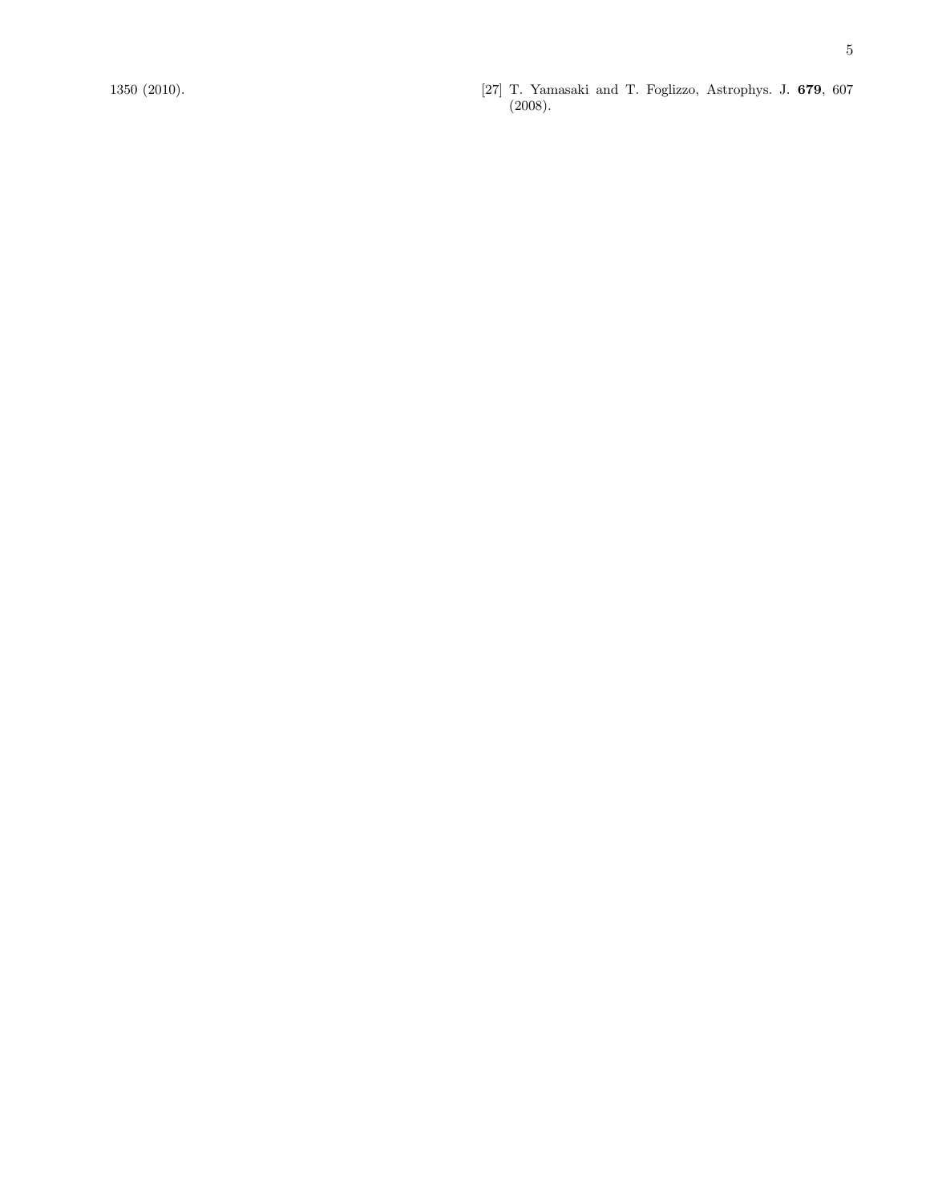1350 (2010).

[27] T. Yamasaki and T. Foglizzo, Astrophys. J. **679**, 607 (2008).